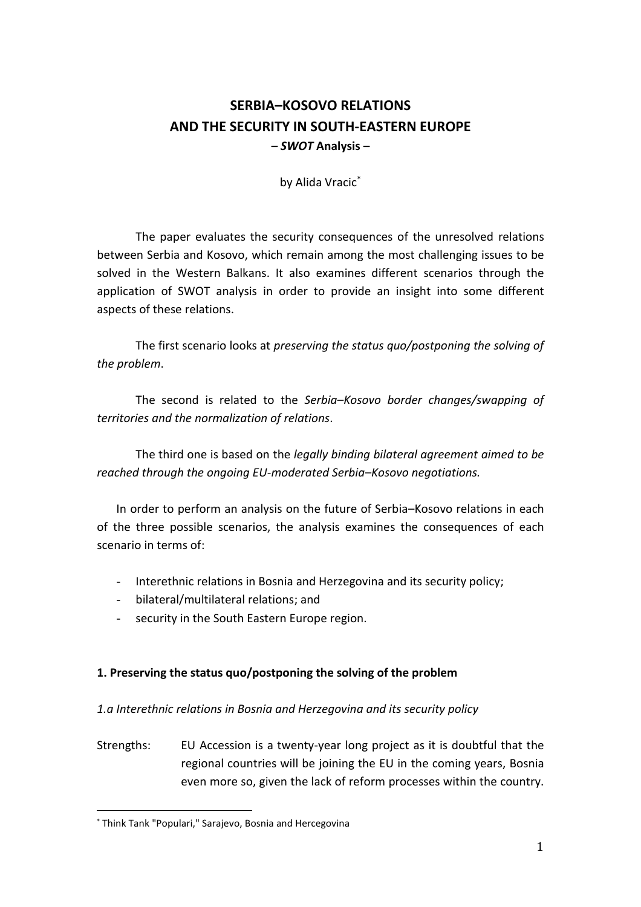# SERBIA–KOSOVO RELATIONS
# AND THE SECURITY IN SOUTH-EASTERN EUROPE
## – *SWOT* Analysis –

by Alida Vracic[*]

The paper evaluates the security consequences of the unresolved relations between Serbia and Kosovo, which remain among the most challenging issues to be solved in the Western Balkans. It also examines different scenarios through the application of SWOT analysis in order to provide an insight into some different aspects of these relations.

The first scenario looks at *preserving the status quo/postponing the solving of the problem*.

The second is related to the *Serbia–Kosovo border changes/swapping of territories and the normalization of relations*.

The third one is based on the *legally binding bilateral agreement aimed to be reached through the ongoing EU-moderated Serbia–Kosovo negotiations.*

In order to perform an analysis on the future of Serbia–Kosovo relations in each of the three possible scenarios, the analysis examines the consequences of each scenario in terms of:

- Interethnic relations in Bosnia and Herzegovina and its security policy;
- bilateral/multilateral relations; and
- security in the South Eastern Europe region.

### 1. Preserving the status quo/postponing the solving of the problem

*1.a Interethnic relations in Bosnia and Herzegovina and its security policy*

Strengths: EU Accession is a twenty-year long project as it is doubtful that the regional countries will be joining the EU in the coming years, Bosnia even more so, given the lack of reform processes within the country.

---

[*] Think Tank "Populari," Sarajevo, Bosnia and Hercegovina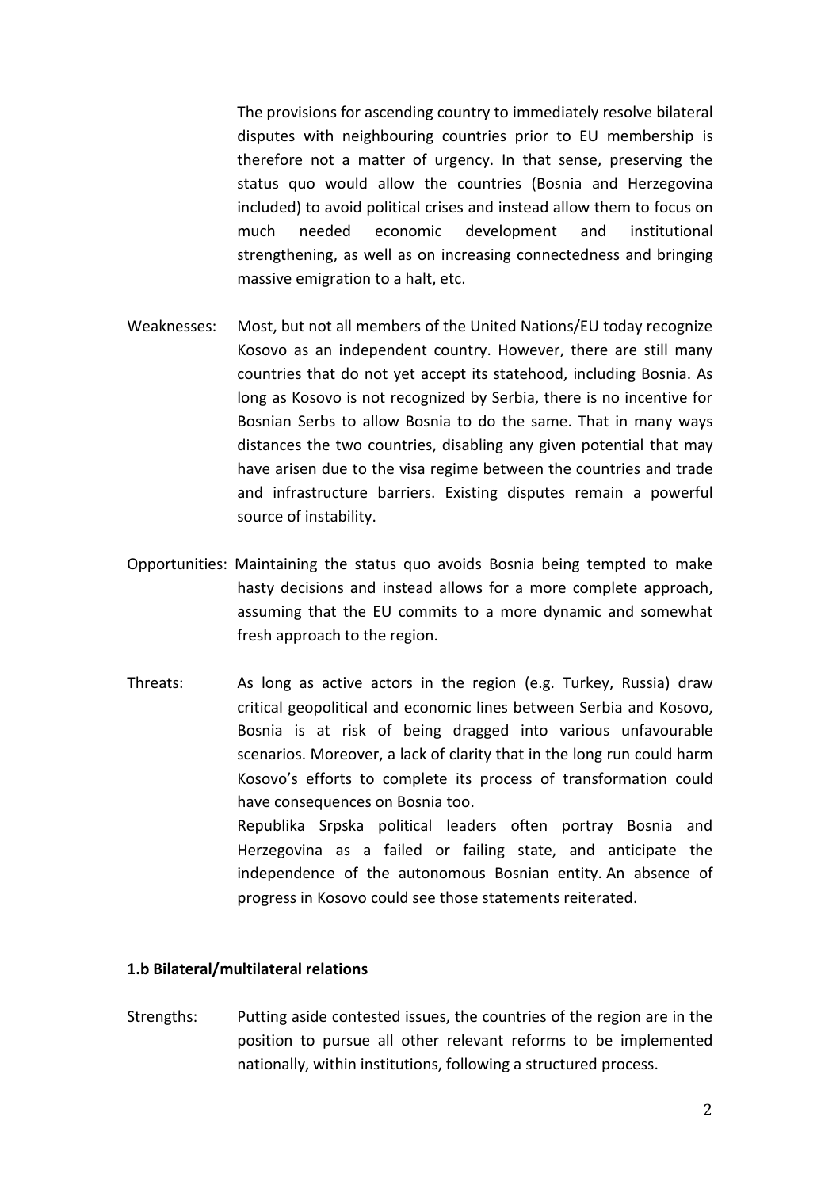The provisions for ascending country to immediately resolve bilateral disputes with neighbouring countries prior to EU membership is therefore not a matter of urgency. In that sense, preserving the status quo would allow the countries (Bosnia and Herzegovina included) to avoid political crises and instead allow them to focus on much needed economic development and institutional strengthening, as well as on increasing connectedness and bringing massive emigration to a halt, etc.

Weaknesses: Most, but not all members of the United Nations/EU today recognize Kosovo as an independent country. However, there are still many countries that do not yet accept its statehood, including Bosnia. As long as Kosovo is not recognized by Serbia, there is no incentive for Bosnian Serbs to allow Bosnia to do the same. That in many ways distances the two countries, disabling any given potential that may have arisen due to the visa regime between the countries and trade and infrastructure barriers. Existing disputes remain a powerful source of instability.

Opportunities: Maintaining the status quo avoids Bosnia being tempted to make hasty decisions and instead allows for a more complete approach, assuming that the EU commits to a more dynamic and somewhat fresh approach to the region.

Threats: As long as active actors in the region (e.g. Turkey, Russia) draw critical geopolitical and economic lines between Serbia and Kosovo, Bosnia is at risk of being dragged into various unfavourable scenarios. Moreover, a lack of clarity that in the long run could harm Kosovo's efforts to complete its process of transformation could have consequences on Bosnia too.

Republika Srpska political leaders often portray Bosnia and Herzegovina as a failed or failing state, and anticipate the independence of the autonomous Bosnian entity. An absence of progress in Kosovo could see those statements reiterated.

**1.b Bilateral/multilateral relations**

Strengths: Putting aside contested issues, the countries of the region are in the position to pursue all other relevant reforms to be implemented nationally, within institutions, following a structured process.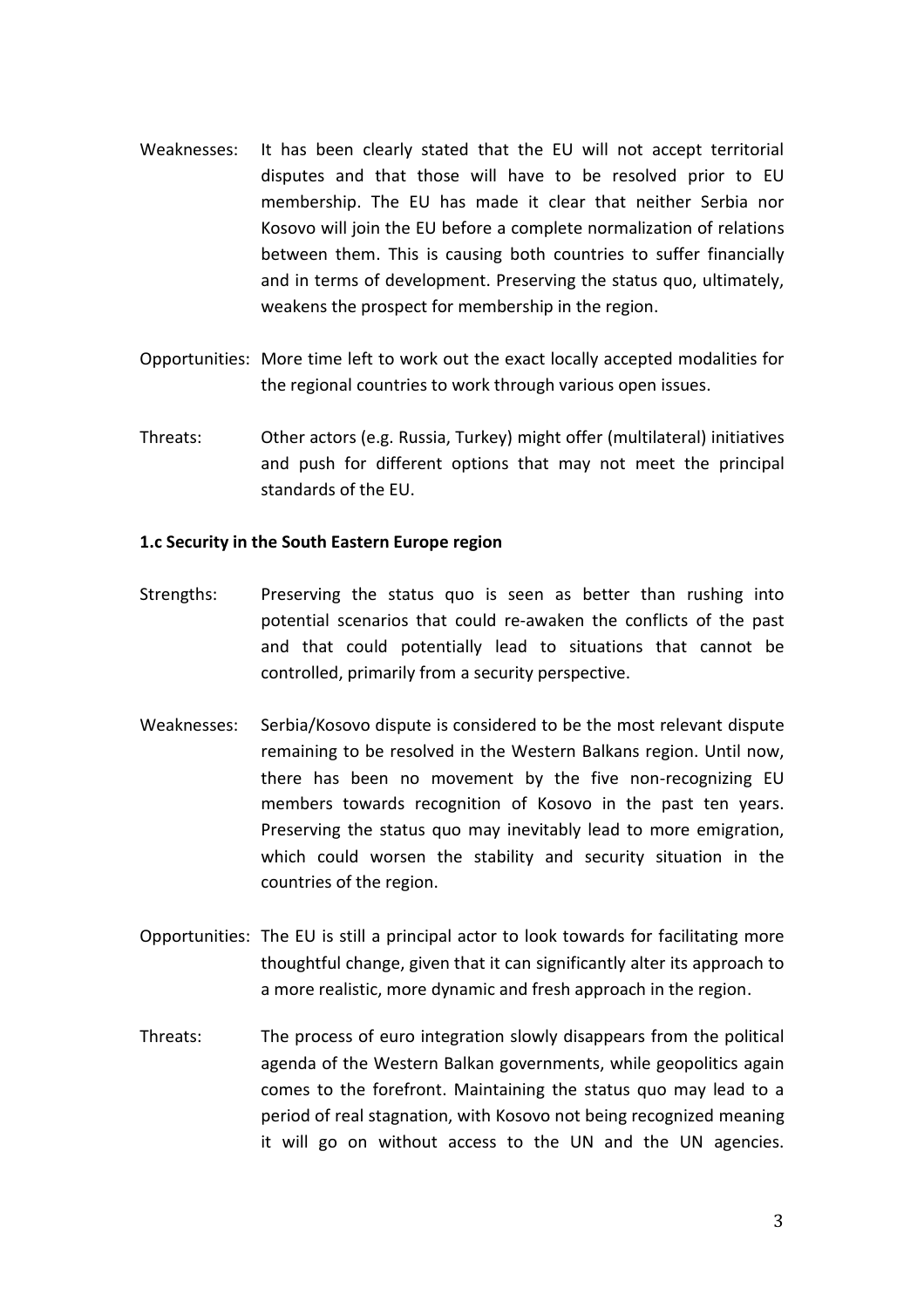Weaknesses: It has been clearly stated that the EU will not accept territorial disputes and that those will have to be resolved prior to EU membership. The EU has made it clear that neither Serbia nor Kosovo will join the EU before a complete normalization of relations between them. This is causing both countries to suffer financially and in terms of development. Preserving the status quo, ultimately, weakens the prospect for membership in the region.

Opportunities: More time left to work out the exact locally accepted modalities for the regional countries to work through various open issues.

Threats: Other actors (e.g. Russia, Turkey) might offer (multilateral) initiatives and push for different options that may not meet the principal standards of the EU.

**1.c Security in the South Eastern Europe region**

Strengths: Preserving the status quo is seen as better than rushing into potential scenarios that could re-awaken the conflicts of the past and that could potentially lead to situations that cannot be controlled, primarily from a security perspective.

Weaknesses: Serbia/Kosovo dispute is considered to be the most relevant dispute remaining to be resolved in the Western Balkans region. Until now, there has been no movement by the five non-recognizing EU members towards recognition of Kosovo in the past ten years. Preserving the status quo may inevitably lead to more emigration, which could worsen the stability and security situation in the countries of the region.

Opportunities: The EU is still a principal actor to look towards for facilitating more thoughtful change, given that it can significantly alter its approach to a more realistic, more dynamic and fresh approach in the region.

Threats: The process of euro integration slowly disappears from the political agenda of the Western Balkan governments, while geopolitics again comes to the forefront. Maintaining the status quo may lead to a period of real stagnation, with Kosovo not being recognized meaning it will go on without access to the UN and the UN agencies.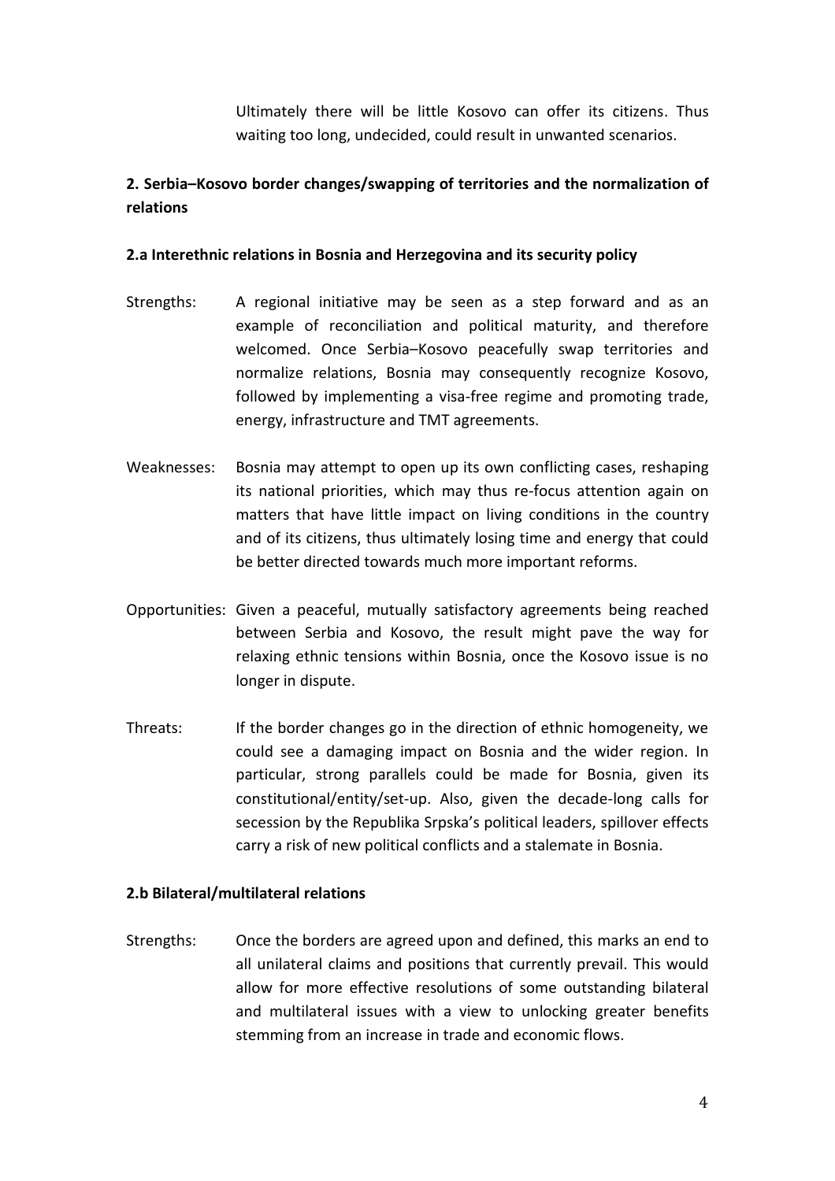Ultimately there will be little Kosovo can offer its citizens. Thus waiting too long, undecided, could result in unwanted scenarios.

## 2. Serbia–Kosovo border changes/swapping of territories and the normalization of relations

### 2.a Interethnic relations in Bosnia and Herzegovina and its security policy

Strengths: A regional initiative may be seen as a step forward and as an example of reconciliation and political maturity, and therefore welcomed. Once Serbia–Kosovo peacefully swap territories and normalize relations, Bosnia may consequently recognize Kosovo, followed by implementing a visa-free regime and promoting trade, energy, infrastructure and TMT agreements.

Weaknesses: Bosnia may attempt to open up its own conflicting cases, reshaping its national priorities, which may thus re-focus attention again on matters that have little impact on living conditions in the country and of its citizens, thus ultimately losing time and energy that could be better directed towards much more important reforms.

Opportunities: Given a peaceful, mutually satisfactory agreements being reached between Serbia and Kosovo, the result might pave the way for relaxing ethnic tensions within Bosnia, once the Kosovo issue is no longer in dispute.

Threats: If the border changes go in the direction of ethnic homogeneity, we could see a damaging impact on Bosnia and the wider region. In particular, strong parallels could be made for Bosnia, given its constitutional/entity/set-up. Also, given the decade-long calls for secession by the Republika Srpska's political leaders, spillover effects carry a risk of new political conflicts and a stalemate in Bosnia.

### 2.b Bilateral/multilateral relations

Strengths: Once the borders are agreed upon and defined, this marks an end to all unilateral claims and positions that currently prevail. This would allow for more effective resolutions of some outstanding bilateral and multilateral issues with a view to unlocking greater benefits stemming from an increase in trade and economic flows.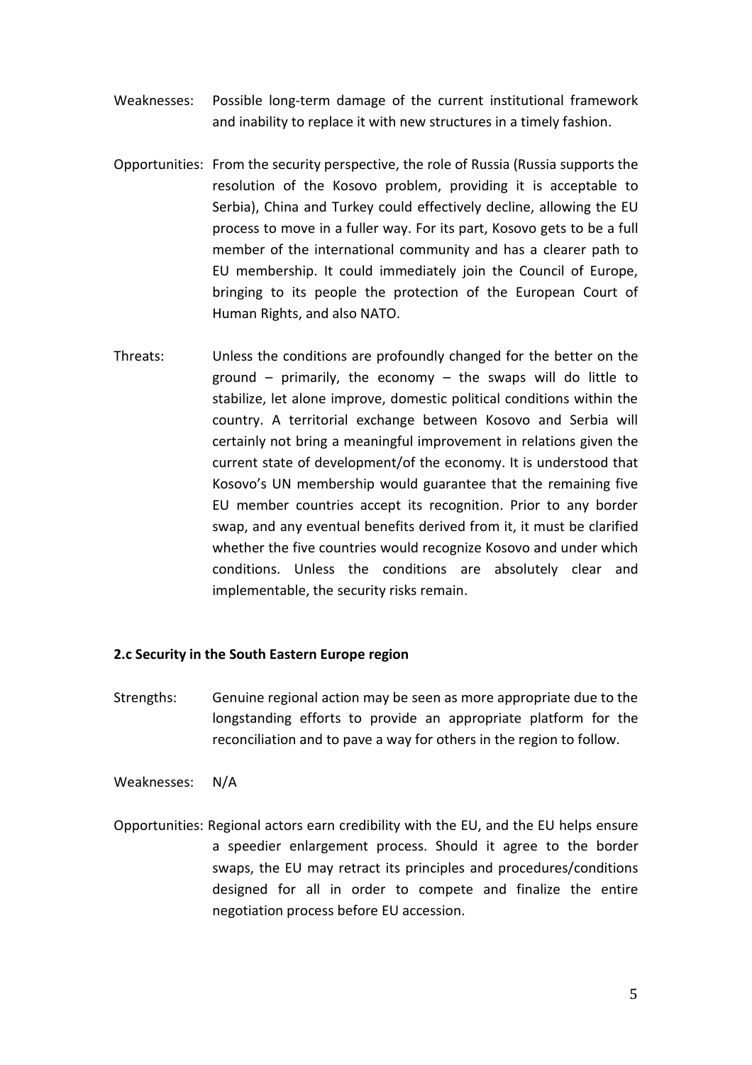Weaknesses: Possible long-term damage of the current institutional framework and inability to replace it with new structures in a timely fashion.

Opportunities: From the security perspective, the role of Russia (Russia supports the resolution of the Kosovo problem, providing it is acceptable to Serbia), China and Turkey could effectively decline, allowing the EU process to move in a fuller way. For its part, Kosovo gets to be a full member of the international community and has a clearer path to EU membership. It could immediately join the Council of Europe, bringing to its people the protection of the European Court of Human Rights, and also NATO.

Threats: Unless the conditions are profoundly changed for the better on the ground – primarily, the economy – the swaps will do little to stabilize, let alone improve, domestic political conditions within the country. A territorial exchange between Kosovo and Serbia will certainly not bring a meaningful improvement in relations given the current state of development/of the economy. It is understood that Kosovo's UN membership would guarantee that the remaining five EU member countries accept its recognition. Prior to any border swap, and any eventual benefits derived from it, it must be clarified whether the five countries would recognize Kosovo and under which conditions. Unless the conditions are absolutely clear and implementable, the security risks remain.

**2.c Security in the South Eastern Europe region**

Strengths: Genuine regional action may be seen as more appropriate due to the longstanding efforts to provide an appropriate platform for the reconciliation and to pave a way for others in the region to follow.

Weaknesses: N/A

Opportunities: Regional actors earn credibility with the EU, and the EU helps ensure a speedier enlargement process. Should it agree to the border swaps, the EU may retract its principles and procedures/conditions designed for all in order to compete and finalize the entire negotiation process before EU accession.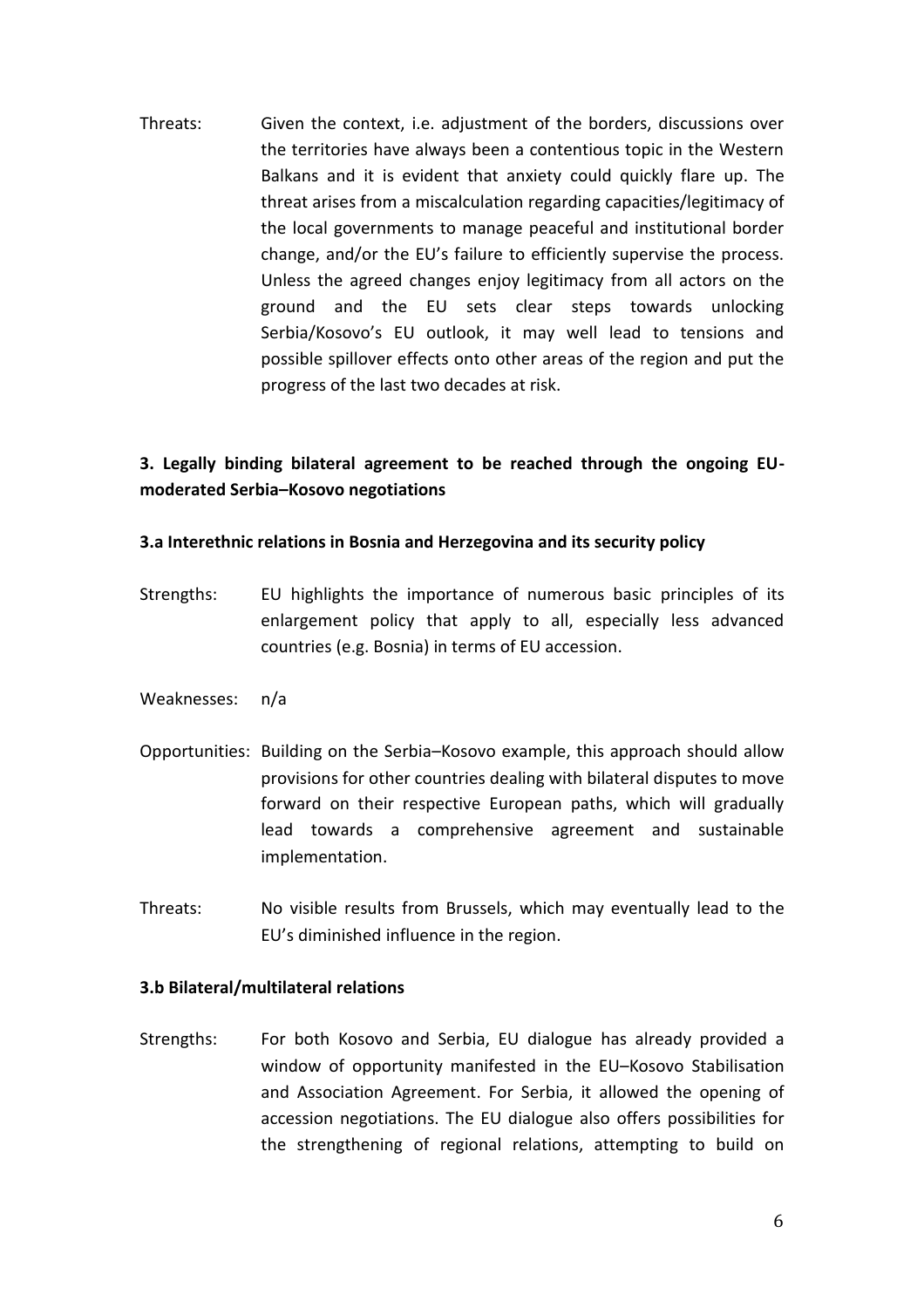Threats: Given the context, i.e. adjustment of the borders, discussions over the territories have always been a contentious topic in the Western Balkans and it is evident that anxiety could quickly flare up. The threat arises from a miscalculation regarding capacities/legitimacy of the local governments to manage peaceful and institutional border change, and/or the EU's failure to efficiently supervise the process. Unless the agreed changes enjoy legitimacy from all actors on the ground and the EU sets clear steps towards unlocking Serbia/Kosovo's EU outlook, it may well lead to tensions and possible spillover effects onto other areas of the region and put the progress of the last two decades at risk.

**3. Legally binding bilateral agreement to be reached through the ongoing EU-moderated Serbia–Kosovo negotiations**

**3.a Interethnic relations in Bosnia and Herzegovina and its security policy**

Strengths: EU highlights the importance of numerous basic principles of its enlargement policy that apply to all, especially less advanced countries (e.g. Bosnia) in terms of EU accession.

Weaknesses: n/a

Opportunities: Building on the Serbia–Kosovo example, this approach should allow provisions for other countries dealing with bilateral disputes to move forward on their respective European paths, which will gradually lead towards a comprehensive agreement and sustainable implementation.

Threats: No visible results from Brussels, which may eventually lead to the EU's diminished influence in the region.

**3.b Bilateral/multilateral relations**

Strengths: For both Kosovo and Serbia, EU dialogue has already provided a window of opportunity manifested in the EU–Kosovo Stabilisation and Association Agreement. For Serbia, it allowed the opening of accession negotiations. The EU dialogue also offers possibilities for the strengthening of regional relations, attempting to build on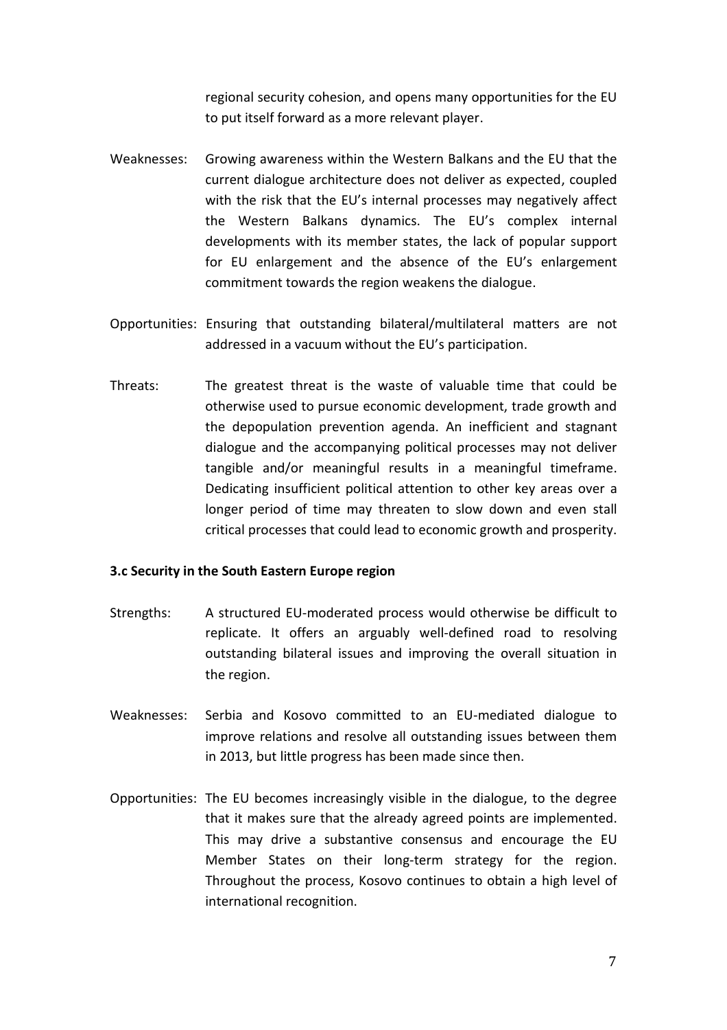regional security cohesion, and opens many opportunities for the EU to put itself forward as a more relevant player.

Weaknesses: Growing awareness within the Western Balkans and the EU that the current dialogue architecture does not deliver as expected, coupled with the risk that the EU's internal processes may negatively affect the Western Balkans dynamics. The EU's complex internal developments with its member states, the lack of popular support for EU enlargement and the absence of the EU's enlargement commitment towards the region weakens the dialogue.

Opportunities: Ensuring that outstanding bilateral/multilateral matters are not addressed in a vacuum without the EU's participation.

Threats: The greatest threat is the waste of valuable time that could be otherwise used to pursue economic development, trade growth and the depopulation prevention agenda. An inefficient and stagnant dialogue and the accompanying political processes may not deliver tangible and/or meaningful results in a meaningful timeframe. Dedicating insufficient political attention to other key areas over a longer period of time may threaten to slow down and even stall critical processes that could lead to economic growth and prosperity.

**3.c Security in the South Eastern Europe region**

Strengths: A structured EU-moderated process would otherwise be difficult to replicate. It offers an arguably well-defined road to resolving outstanding bilateral issues and improving the overall situation in the region.

Weaknesses: Serbia and Kosovo committed to an EU-mediated dialogue to improve relations and resolve all outstanding issues between them in 2013, but little progress has been made since then.

Opportunities: The EU becomes increasingly visible in the dialogue, to the degree that it makes sure that the already agreed points are implemented. This may drive a substantive consensus and encourage the EU Member States on their long-term strategy for the region. Throughout the process, Kosovo continues to obtain a high level of international recognition.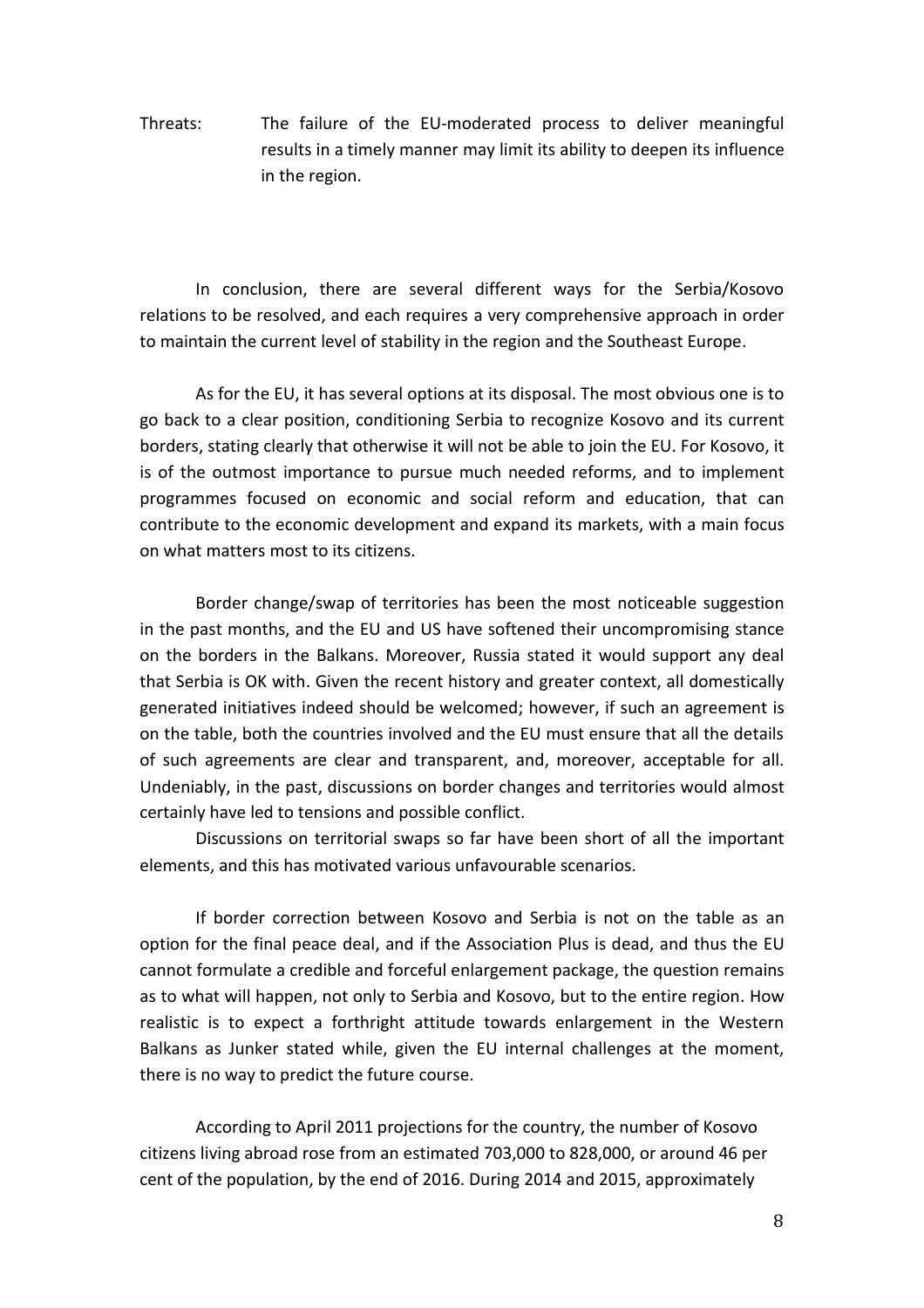Threats: The failure of the EU-moderated process to deliver meaningful results in a timely manner may limit its ability to deepen its influence in the region.

In conclusion, there are several different ways for the Serbia/Kosovo relations to be resolved, and each requires a very comprehensive approach in order to maintain the current level of stability in the region and the Southeast Europe.

As for the EU, it has several options at its disposal. The most obvious one is to go back to a clear position, conditioning Serbia to recognize Kosovo and its current borders, stating clearly that otherwise it will not be able to join the EU. For Kosovo, it is of the outmost importance to pursue much needed reforms, and to implement programmes focused on economic and social reform and education, that can contribute to the economic development and expand its markets, with a main focus on what matters most to its citizens.

Border change/swap of territories has been the most noticeable suggestion in the past months, and the EU and US have softened their uncompromising stance on the borders in the Balkans. Moreover, Russia stated it would support any deal that Serbia is OK with. Given the recent history and greater context, all domestically generated initiatives indeed should be welcomed; however, if such an agreement is on the table, both the countries involved and the EU must ensure that all the details of such agreements are clear and transparent, and, moreover, acceptable for all. Undeniably, in the past, discussions on border changes and territories would almost certainly have led to tensions and possible conflict.

Discussions on territorial swaps so far have been short of all the important elements, and this has motivated various unfavourable scenarios.

If border correction between Kosovo and Serbia is not on the table as an option for the final peace deal, and if the Association Plus is dead, and thus the EU cannot formulate a credible and forceful enlargement package, the question remains as to what will happen, not only to Serbia and Kosovo, but to the entire region. How realistic is to expect a forthright attitude towards enlargement in the Western Balkans as Junker stated while, given the EU internal challenges at the moment, there is no way to predict the future course.

According to April 2011 projections for the country, the number of Kosovo citizens living abroad rose from an estimated 703,000 to 828,000, or around 46 per cent of the population, by the end of 2016. During 2014 and 2015, approximately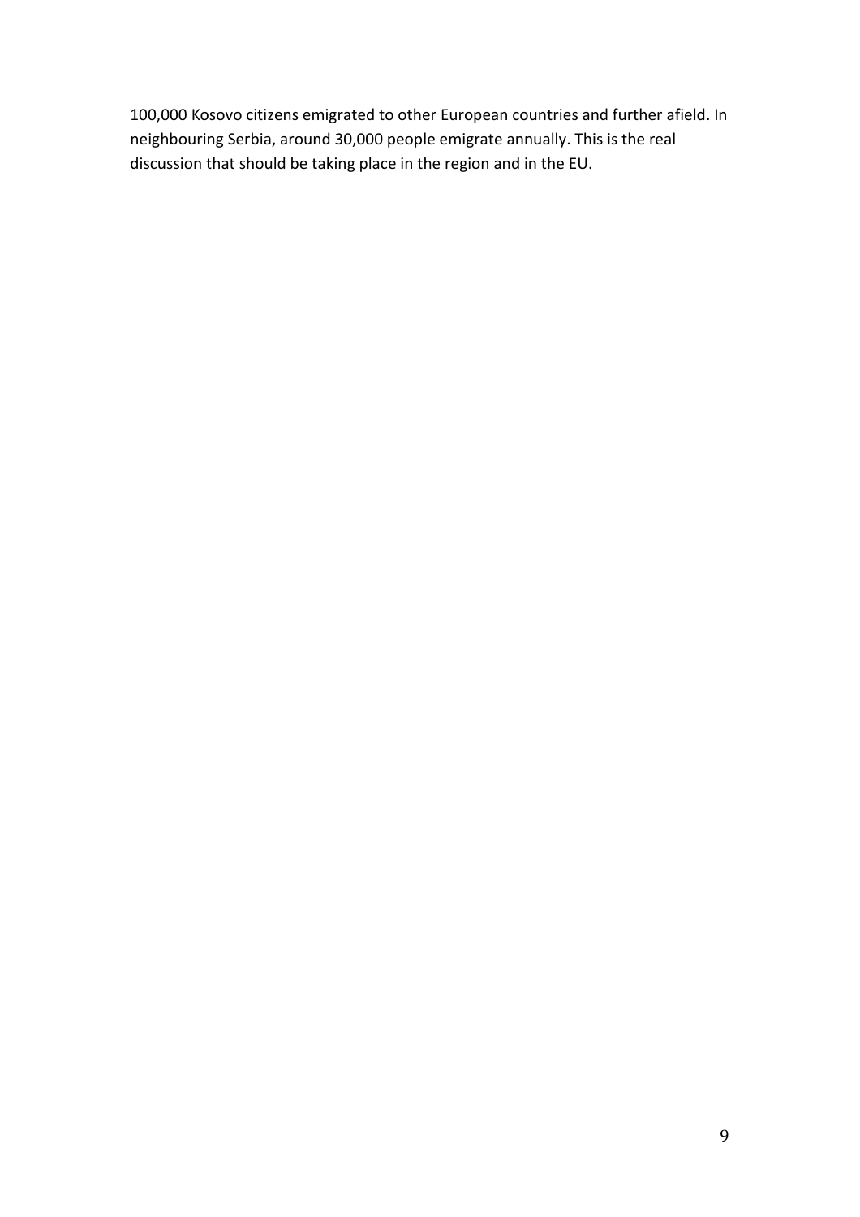100,000 Kosovo citizens emigrated to other European countries and further afield. In neighbouring Serbia, around 30,000 people emigrate annually. This is the real discussion that should be taking place in the region and in the EU.